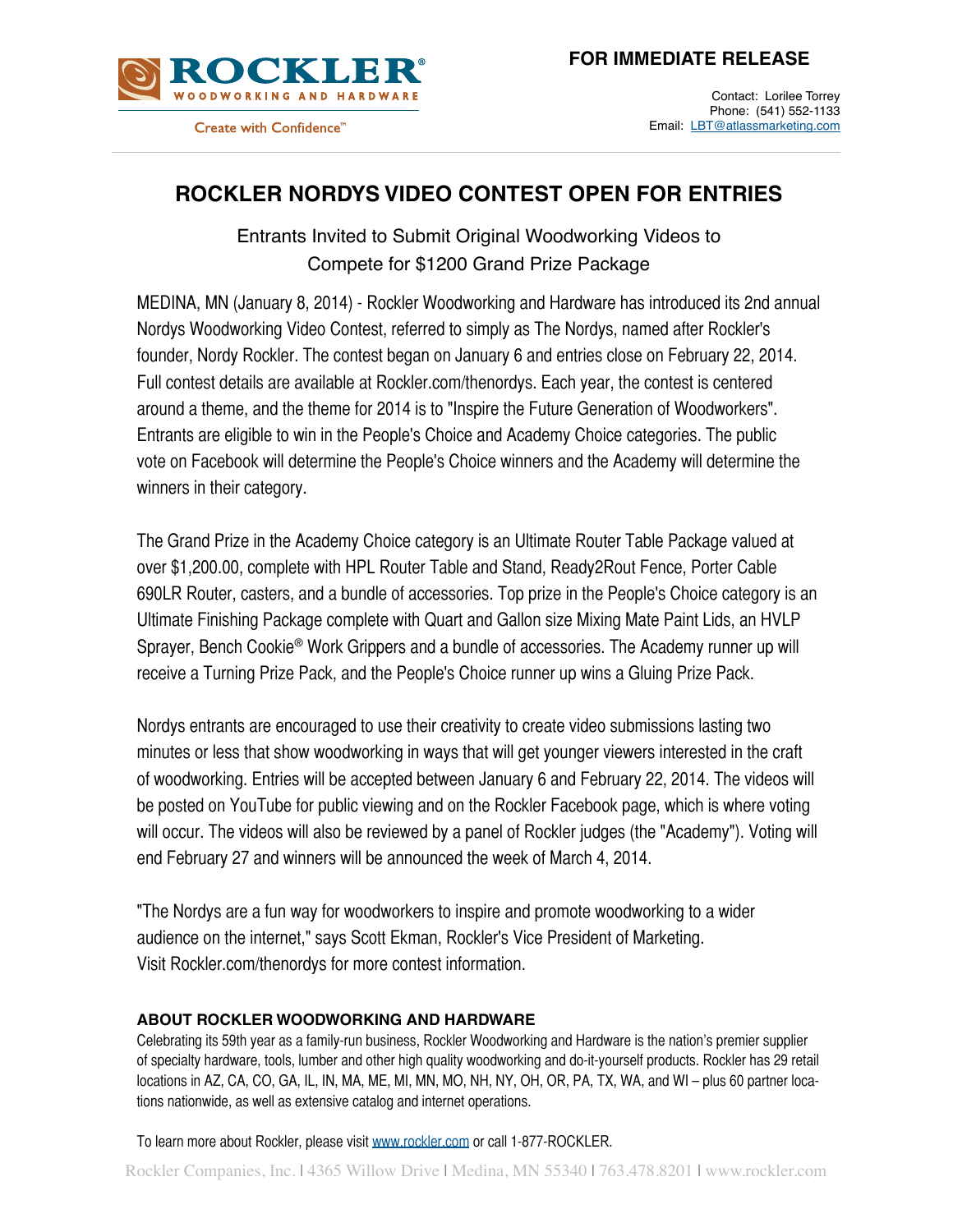ROCKLER® WOODWORKING AND HARDWARE

Create with Confidence™

**FOR IMMEDIATE RELEASE**

Contact: Lorilee Torrey
Phone: (541) 552-1133
Email: LBT@atlassmarketing.com

# ROCKLER NORDYS VIDEO CONTEST OPEN FOR ENTRIES

## Entrants Invited to Submit Original Woodworking Videos to Compete for $1200 Grand Prize Package

MEDINA, MN (January 8, 2014) - Rockler Woodworking and Hardware has introduced its 2nd annual Nordys Woodworking Video Contest, referred to simply as The Nordys, named after Rockler's founder, Nordy Rockler. The contest began on January 6 and entries close on February 22, 2014. Full contest details are available at Rockler.com/thenordys. Each year, the contest is centered around a theme, and the theme for 2014 is to "Inspire the Future Generation of Woodworkers". Entrants are eligible to win in the People's Choice and Academy Choice categories. The public vote on Facebook will determine the People's Choice winners and the Academy will determine the winners in their category.

The Grand Prize in the Academy Choice category is an Ultimate Router Table Package valued at over $1,200.00, complete with HPL Router Table and Stand, Ready2Rout Fence, Porter Cable 690LR Router, casters, and a bundle of accessories. Top prize in the People's Choice category is an Ultimate Finishing Package complete with Quart and Gallon size Mixing Mate Paint Lids, an HVLP Sprayer, Bench Cookie® Work Grippers and a bundle of accessories. The Academy runner up will receive a Turning Prize Pack, and the People's Choice runner up wins a Gluing Prize Pack.

Nordys entrants are encouraged to use their creativity to create video submissions lasting two minutes or less that show woodworking in ways that will get younger viewers interested in the craft of woodworking. Entries will be accepted between January 6 and February 22, 2014. The videos will be posted on YouTube for public viewing and on the Rockler Facebook page, which is where voting will occur. The videos will also be reviewed by a panel of Rockler judges (the "Academy"). Voting will end February 27 and winners will be announced the week of March 4, 2014.

"The Nordys are a fun way for woodworkers to inspire and promote woodworking to a wider audience on the internet," says Scott Ekman, Rockler's Vice President of Marketing. Visit Rockler.com/thenordys for more contest information.

### ABOUT ROCKLER WOODWORKING AND HARDWARE

Celebrating its 59th year as a family-run business, Rockler Woodworking and Hardware is the nation's premier supplier of specialty hardware, tools, lumber and other high quality woodworking and do-it-yourself products. Rockler has 29 retail locations in AZ, CA, CO, GA, IL, IN, MA, ME, MI, MN, MO, NH, NY, OH, OR, PA, TX, WA, and WI – plus 60 partner locations nationwide, as well as extensive catalog and internet operations.

To learn more about Rockler, please visit www.rockler.com or call 1-877-ROCKLER.

Rockler Companies, Inc. | 4365 Willow Drive | Medina, MN 55340 | 763.478.8201 | www.rockler.com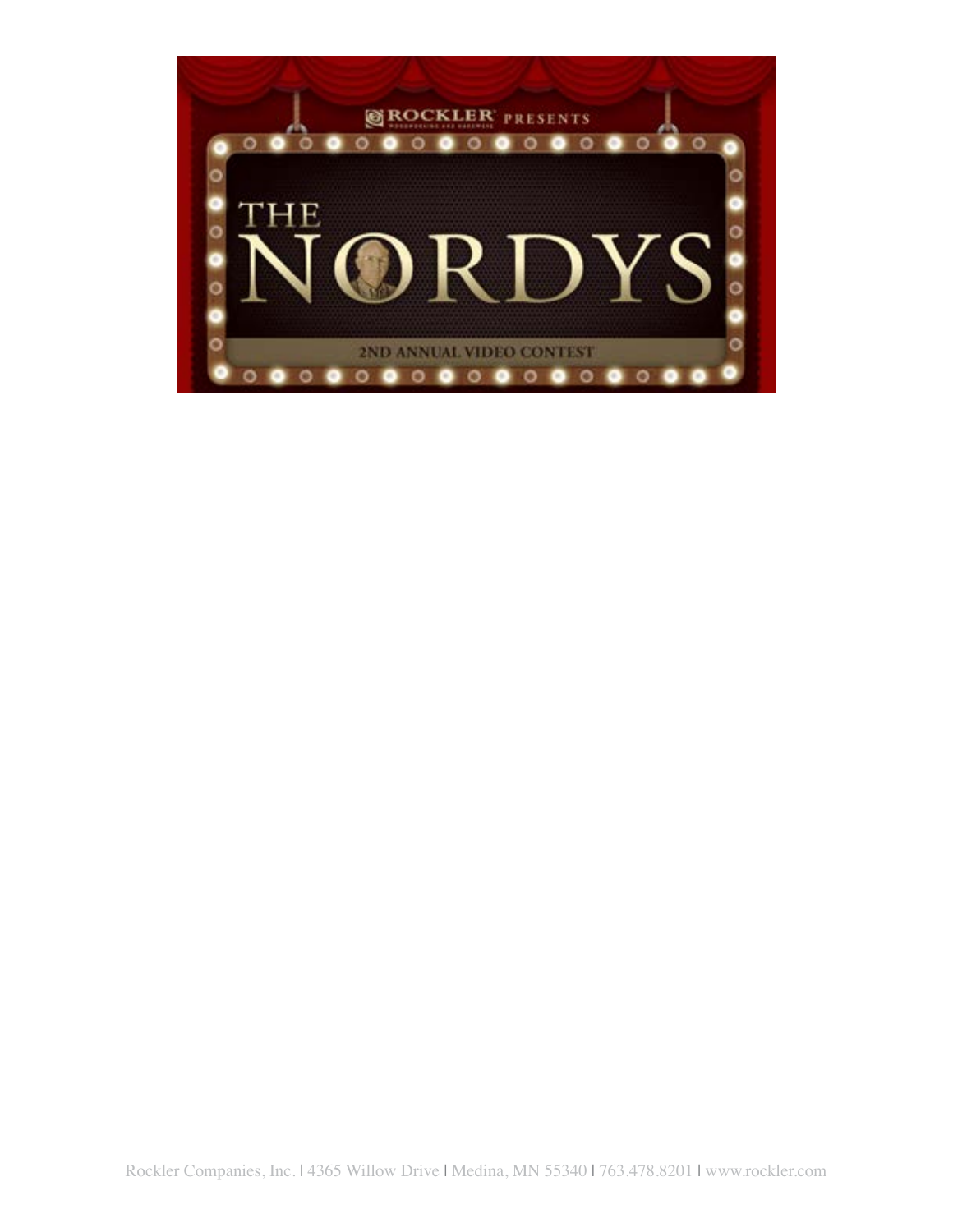ROCKLER PRESENTS

# THE NORDYS

2ND ANNUAL VIDEO CONTEST